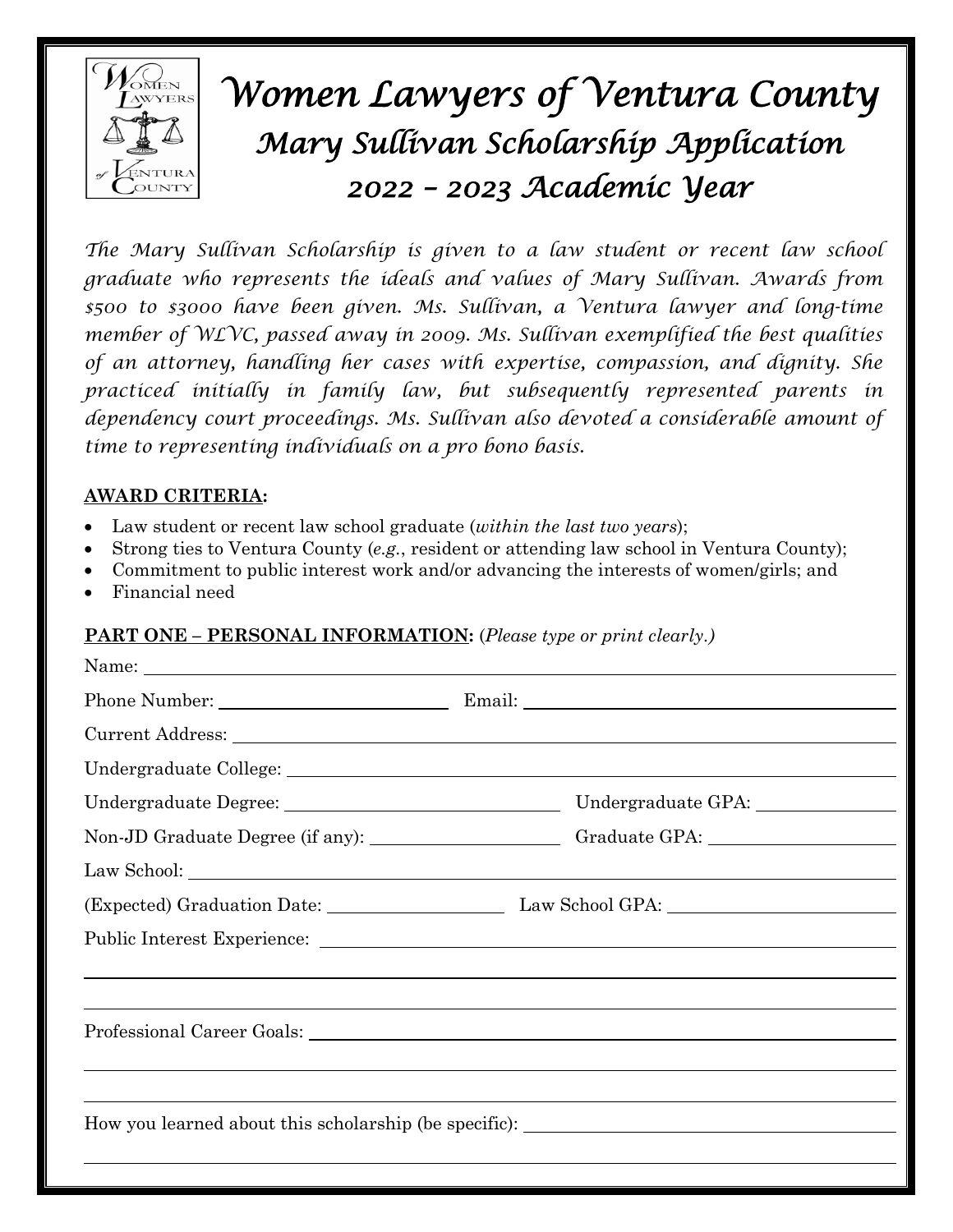# Women Lawyers of Ventura County

## Mary Sullivan Scholarship Application

## 2022 – 2023 Academic Year

*The Mary Sullivan Scholarship is given to a law student or recent law school graduate who represents the ideals and values of Mary Sullivan. Awards from $500 to $3000 have been given. Ms. Sullivan, a Ventura lawyer and long-time member of WLVC, passed away in 2009. Ms. Sullivan exemplified the best qualities of an attorney, handling her cases with expertise, compassion, and dignity. She practiced initially in family law, but subsequently represented parents in dependency court proceedings. Ms. Sullivan also devoted a considerable amount of time to representing individuals on a pro bono basis.*

**AWARD CRITERIA:**

- Law student or recent law school graduate (*within the last two years*);
- Strong ties to Ventura County (*e.g.*, resident or attending law school in Ventura County);
- Commitment to public interest work and/or advancing the interests of women/girls; and
- Financial need

**PART ONE – PERSONAL INFORMATION:** (*Please type or print clearly.*)

Name: ______________________________________________

Phone Number: ____________________ Email: ____________________________

Current Address: ______________________________________________

Undergraduate College: ______________________________________________

Undergraduate Degree: ____________________ Undergraduate GPA: ______________

Non-JD Graduate Degree (if any): ____________________ Graduate GPA: ______________

Law School: ______________________________________________

(Expected) Graduation Date: ______________ Law School GPA: ______________

Public Interest Experience: ______________________________________________

______________________________________________

______________________________________________

Professional Career Goals: ______________________________________________

______________________________________________

______________________________________________

How you learned about this scholarship (be specific): ______________________________

______________________________________________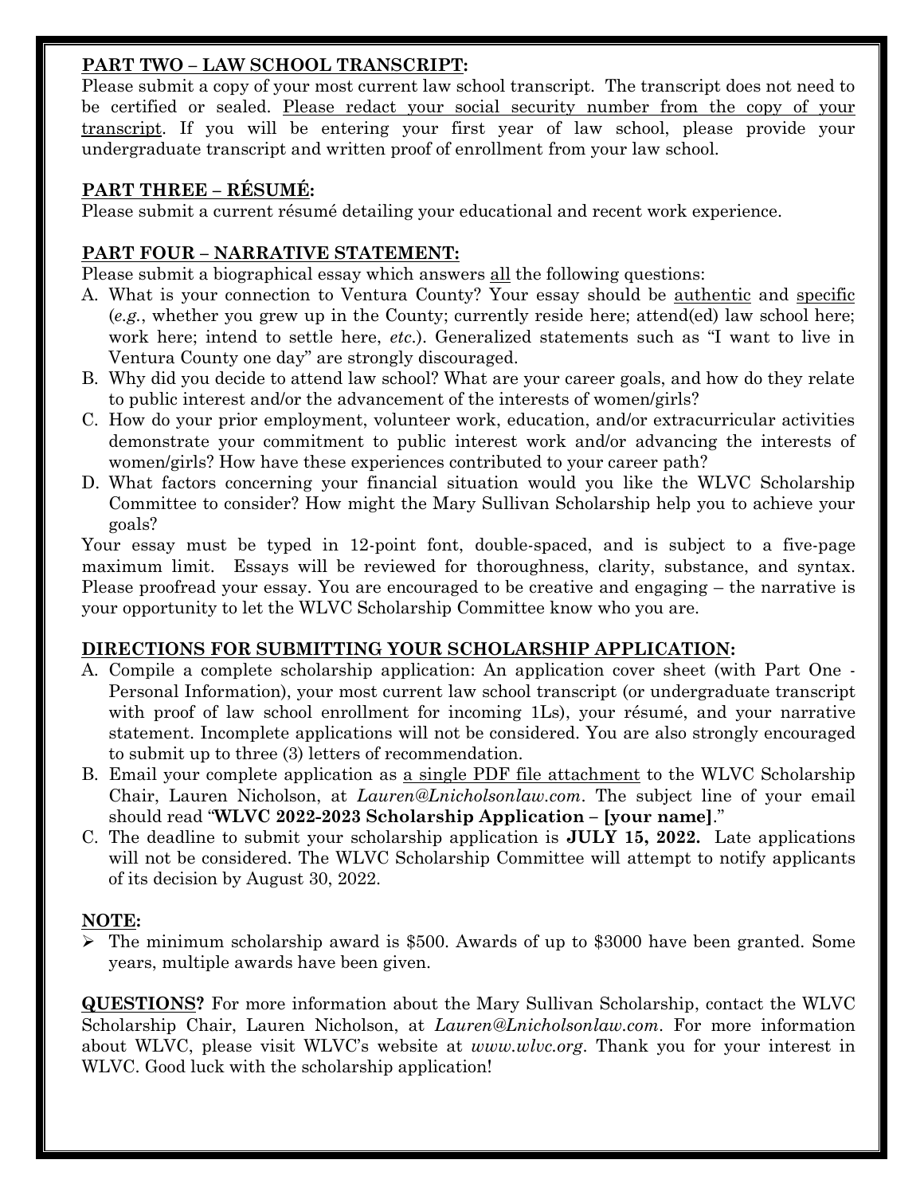**PART TWO – LAW SCHOOL TRANSCRIPT:**

Please submit a copy of your most current law school transcript. The transcript does not need to be certified or sealed. Please redact your social security number from the copy of your transcript. If you will be entering your first year of law school, please provide your undergraduate transcript and written proof of enrollment from your law school.

**PART THREE – RÉSUMÉ:**

Please submit a current résumé detailing your educational and recent work experience.

**PART FOUR – NARRATIVE STATEMENT:**

Please submit a biographical essay which answers all the following questions:

A. What is your connection to Ventura County? Your essay should be authentic and specific (*e.g.*, whether you grew up in the County; currently reside here; attend(ed) law school here; work here; intend to settle here, *etc*.). Generalized statements such as "I want to live in Ventura County one day" are strongly discouraged.
B. Why did you decide to attend law school? What are your career goals, and how do they relate to public interest and/or the advancement of the interests of women/girls?
C. How do your prior employment, volunteer work, education, and/or extracurricular activities demonstrate your commitment to public interest work and/or advancing the interests of women/girls? How have these experiences contributed to your career path?
D. What factors concerning your financial situation would you like the WLVC Scholarship Committee to consider? How might the Mary Sullivan Scholarship help you to achieve your goals?

Your essay must be typed in 12-point font, double-spaced, and is subject to a five-page maximum limit. Essays will be reviewed for thoroughness, clarity, substance, and syntax. Please proofread your essay. You are encouraged to be creative and engaging – the narrative is your opportunity to let the WLVC Scholarship Committee know who you are.

**DIRECTIONS FOR SUBMITTING YOUR SCHOLARSHIP APPLICATION:**

A. Compile a complete scholarship application: An application cover sheet (with Part One - Personal Information), your most current law school transcript (or undergraduate transcript with proof of law school enrollment for incoming 1Ls), your résumé, and your narrative statement. Incomplete applications will not be considered. You are also strongly encouraged to submit up to three (3) letters of recommendation.
B. Email your complete application as a single PDF file attachment to the WLVC Scholarship Chair, Lauren Nicholson, at *Lauren@Lnicholsonlaw.com*. The subject line of your email should read "**WLVC 2022-2023 Scholarship Application – [your name]**."
C. The deadline to submit your scholarship application is **JULY 15, 2022.** Late applications will not be considered. The WLVC Scholarship Committee will attempt to notify applicants of its decision by August 30, 2022.

**NOTE:**

- The minimum scholarship award is $500. Awards of up to $3000 have been granted. Some years, multiple awards have been given.

**QUESTIONS?** For more information about the Mary Sullivan Scholarship, contact the WLVC Scholarship Chair, Lauren Nicholson, at *Lauren@Lnicholsonlaw.com*. For more information about WLVC, please visit WLVC's website at *www.wlvc.org*. Thank you for your interest in WLVC. Good luck with the scholarship application!